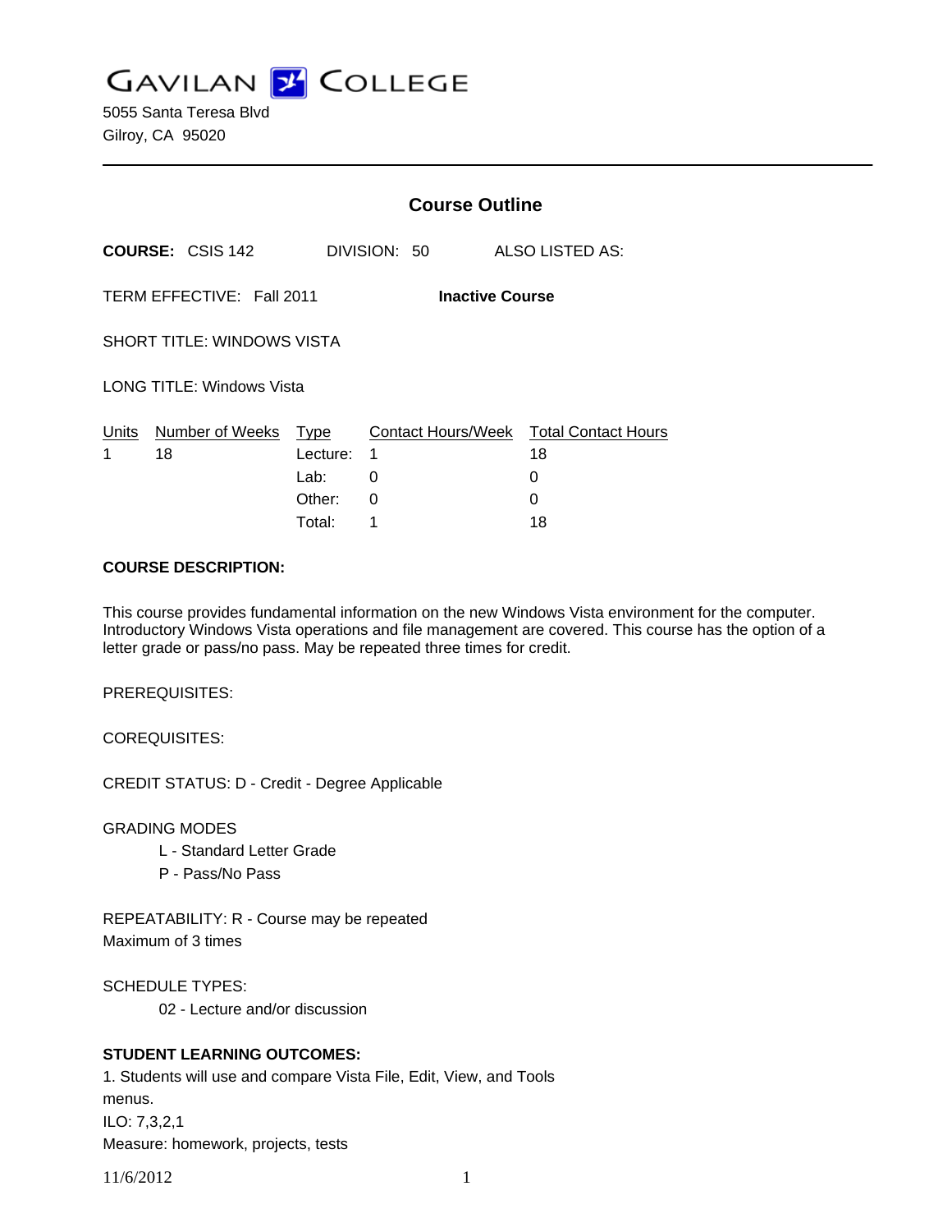# GAVILAN COLLEGE

5055 Santa Teresa Blvd
Gilroy, CA 95020

---

## Course Outline

**COURSE:** CSIS 142 DIVISION: 50 ALSO LISTED AS:

TERM EFFECTIVE: Fall 2011 **Inactive Course**

SHORT TITLE: WINDOWS VISTA

LONG TITLE: Windows Vista

| Units | Number of Weeks | Type | Contact Hours/Week | Total Contact Hours |
|---|---|---|---|---|
| 1 | 18 | Lecture: | 1 | 18 |
| | | Lab: | 0 | 0 |
| | | Other: | 0 | 0 |
| | | Total: | 1 | 18 |

**COURSE DESCRIPTION:**

This course provides fundamental information on the new Windows Vista environment for the computer. Introductory Windows Vista operations and file management are covered. This course has the option of a letter grade or pass/no pass. May be repeated three times for credit.

PREREQUISITES:

COREQUISITES:

CREDIT STATUS: D - Credit - Degree Applicable

GRADING MODES

- L - Standard Letter Grade
- P - Pass/No Pass

REPEATABILITY: R - Course may be repeated
Maximum of 3 times

SCHEDULE TYPES:

- 02 - Lecture and/or discussion

**STUDENT LEARNING OUTCOMES:**

1. Students will use and compare Vista File, Edit, View, and Tools menus.
ILO: 7,3,2,1
Measure: homework, projects, tests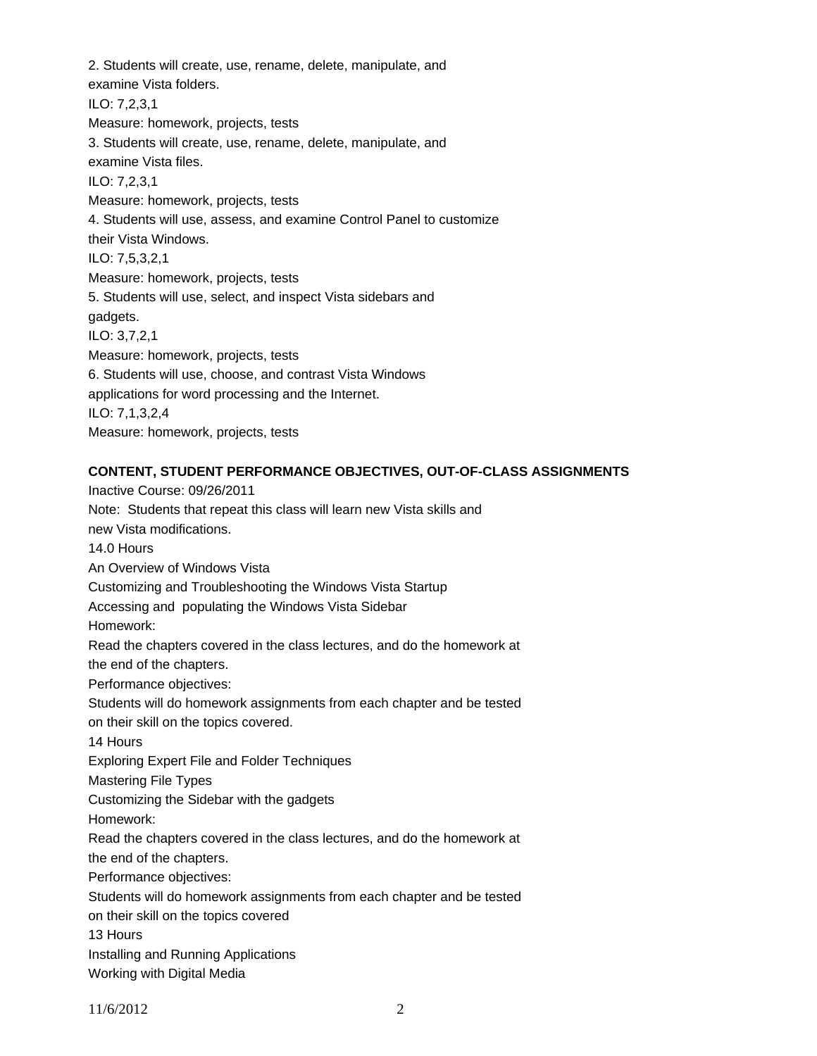2. Students will create, use, rename, delete, manipulate, and examine Vista folders.
ILO: 7,2,3,1
Measure: homework, projects, tests

3. Students will create, use, rename, delete, manipulate, and examine Vista files.
ILO: 7,2,3,1
Measure: homework, projects, tests

4. Students will use, assess, and examine Control Panel to customize their Vista Windows.
ILO: 7,5,3,2,1
Measure: homework, projects, tests

5. Students will use, select, and inspect Vista sidebars and gadgets.
ILO: 3,7,2,1
Measure: homework, projects, tests

6. Students will use, choose, and contrast Vista Windows applications for word processing and the Internet.
ILO: 7,1,3,2,4
Measure: homework, projects, tests

**CONTENT, STUDENT PERFORMANCE OBJECTIVES, OUT-OF-CLASS ASSIGNMENTS**

Inactive Course: 09/26/2011

Note: Students that repeat this class will learn new Vista skills and new Vista modifications.

14.0 Hours

An Overview of Windows Vista
Customizing and Troubleshooting the Windows Vista Startup
Accessing and populating the Windows Vista Sidebar

Homework:
Read the chapters covered in the class lectures, and do the homework at the end of the chapters.

Performance objectives:
Students will do homework assignments from each chapter and be tested on their skill on the topics covered.

14 Hours

Exploring Expert File and Folder Techniques
Mastering File Types
Customizing the Sidebar with the gadgets

Homework:
Read the chapters covered in the class lectures, and do the homework at the end of the chapters.

Performance objectives:
Students will do homework assignments from each chapter and be tested on their skill on the topics covered

13 Hours

Installing and Running Applications
Working with Digital Media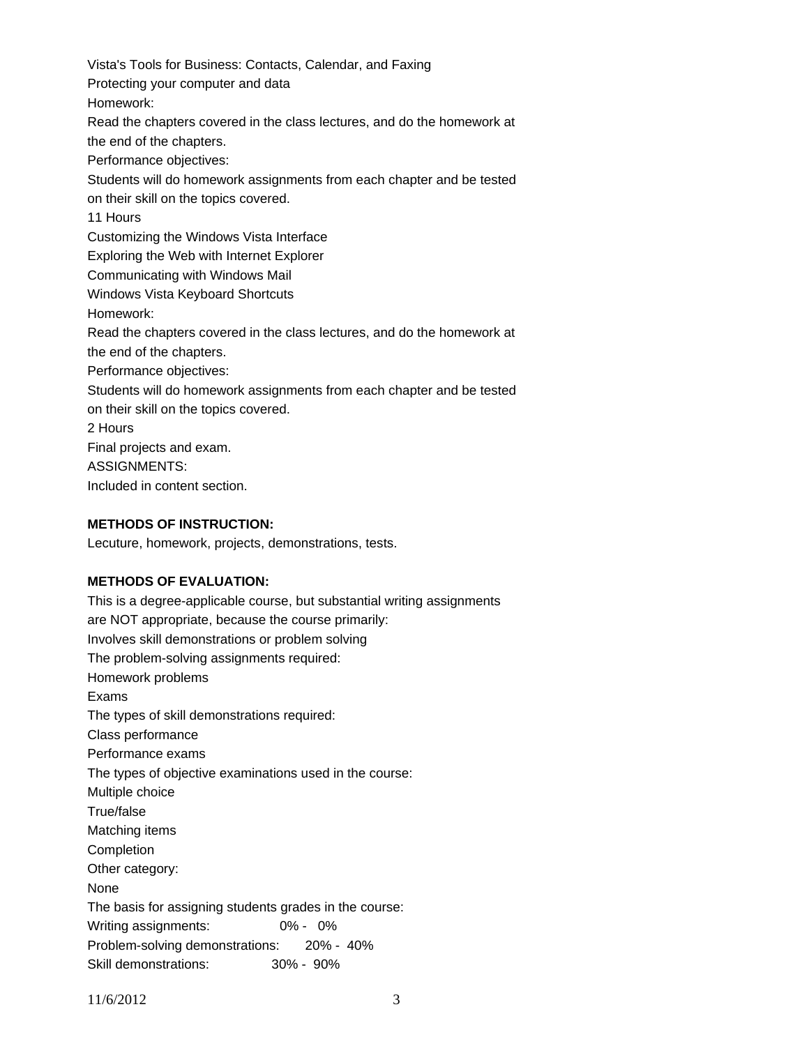Vista's Tools for Business: Contacts, Calendar, and Faxing
Protecting your computer and data
Homework:
Read the chapters covered in the class lectures, and do the homework at the end of the chapters.
Performance objectives:
Students will do homework assignments from each chapter and be tested on their skill on the topics covered.
11 Hours
Customizing the Windows Vista Interface
Exploring the Web with Internet Explorer
Communicating with Windows Mail
Windows Vista Keyboard Shortcuts
Homework:
Read the chapters covered in the class lectures, and do the homework at the end of the chapters.
Performance objectives:
Students will do homework assignments from each chapter and be tested on their skill on the topics covered.
2 Hours
Final projects and exam.
ASSIGNMENTS:
Included in content section.

**METHODS OF INSTRUCTION:**

Lecuture, homework, projects, demonstrations, tests.

**METHODS OF EVALUATION:**

This is a degree-applicable course, but substantial writing assignments are NOT appropriate, because the course primarily:
Involves skill demonstrations or problem solving
The problem-solving assignments required:
Homework problems
Exams
The types of skill demonstrations required:
Class performance
Performance exams
The types of objective examinations used in the course:
Multiple choice
True/false
Matching items
Completion
Other category:
None
The basis for assigning students grades in the course:
Writing assignments: 0% - 0%
Problem-solving demonstrations: 20% - 40%
Skill demonstrations: 30% - 90%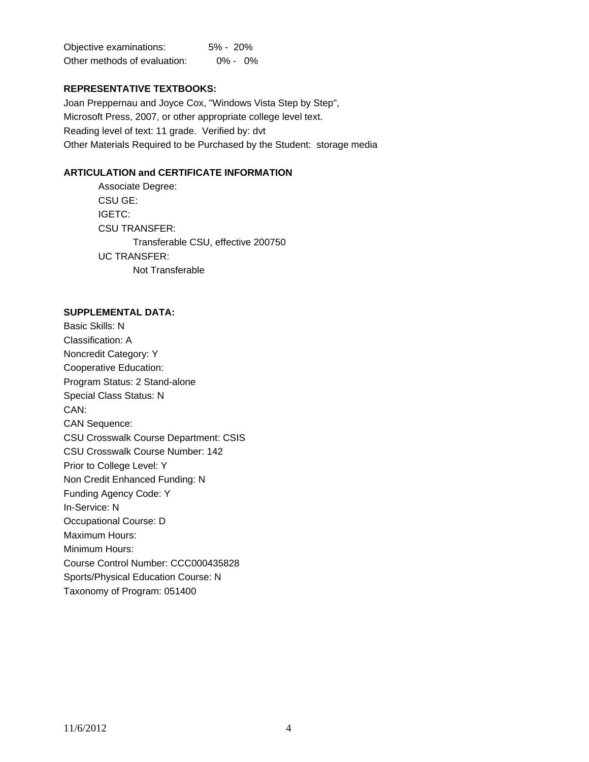Objective examinations: 5% - 20%
Other methods of evaluation: 0% - 0%

**REPRESENTATIVE TEXTBOOKS:**

Joan Preppernau and Joyce Cox, "Windows Vista Step by Step", Microsoft Press, 2007, or other appropriate college level text.
Reading level of text: 11 grade. Verified by: dvt
Other Materials Required to be Purchased by the Student: storage media

**ARTICULATION and CERTIFICATE INFORMATION**

Associate Degree:
CSU GE:
IGETC:
CSU TRANSFER:
Transferable CSU, effective 200750
UC TRANSFER:
Not Transferable

**SUPPLEMENTAL DATA:**

Basic Skills: N
Classification: A
Noncredit Category: Y
Cooperative Education:
Program Status: 2 Stand-alone
Special Class Status: N
CAN:
CAN Sequence:
CSU Crosswalk Course Department: CSIS
CSU Crosswalk Course Number: 142
Prior to College Level: Y
Non Credit Enhanced Funding: N
Funding Agency Code: Y
In-Service: N
Occupational Course: D
Maximum Hours:
Minimum Hours:
Course Control Number: CCC000435828
Sports/Physical Education Course: N
Taxonomy of Program: 051400